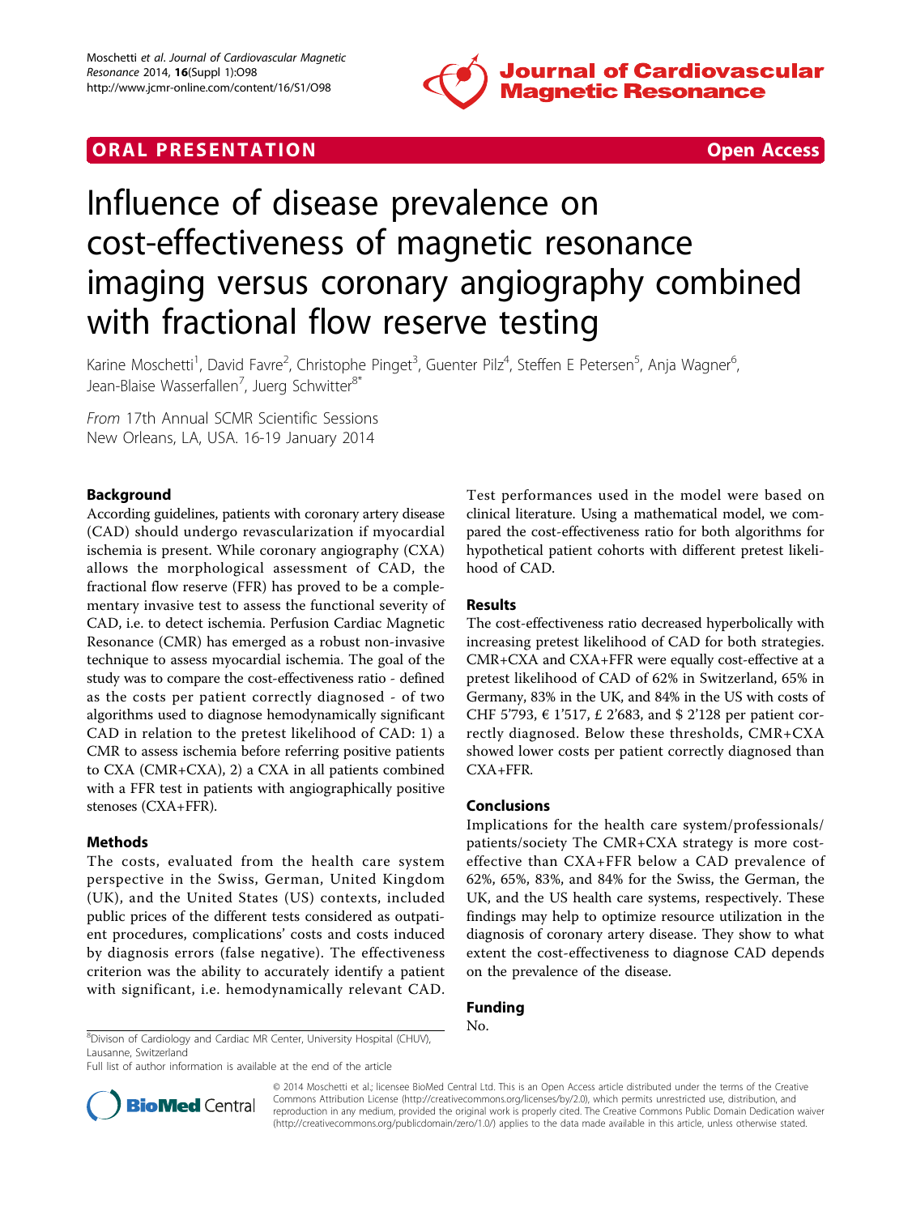ORAL PRESENTATION Open Access

# Influence of disease prevalence on cost-effectiveness of magnetic resonance imaging versus coronary angiography combined with fractional flow reserve testing

Karine Moschetti[1], David Favre[2], Christophe Pinget[3], Guenter Pilz[4], Steffen E Petersen[5], Anja Wagner[6], Jean-Blaise Wasserfallen[7], Juerg Schwitter[8*]

*From* 17th Annual SCMR Scientific Sessions
New Orleans, LA, USA. 16-19 January 2014

## Background

According guidelines, patients with coronary artery disease (CAD) should undergo revascularization if myocardial ischemia is present. While coronary angiography (CXA) allows the morphological assessment of CAD, the fractional flow reserve (FFR) has proved to be a complementary invasive test to assess the functional severity of CAD, i.e. to detect ischemia. Perfusion Cardiac Magnetic Resonance (CMR) has emerged as a robust non-invasive technique to assess myocardial ischemia. The goal of the study was to compare the cost-effectiveness ratio - defined as the costs per patient correctly diagnosed - of two algorithms used to diagnose hemodynamically significant CAD in relation to the pretest likelihood of CAD: 1) a CMR to assess ischemia before referring positive patients to CXA (CMR+CXA), 2) a CXA in all patients combined with a FFR test in patients with angiographically positive stenoses (CXA+FFR).

## Methods

The costs, evaluated from the health care system perspective in the Swiss, German, United Kingdom (UK), and the United States (US) contexts, included public prices of the different tests considered as outpatient procedures, complications' costs and costs induced by diagnosis errors (false negative). The effectiveness criterion was the ability to accurately identify a patient with significant, i.e. hemodynamically relevant CAD. Test performances used in the model were based on clinical literature. Using a mathematical model, we compared the cost-effectiveness ratio for both algorithms for hypothetical patient cohorts with different pretest likelihood of CAD.

## Results

The cost-effectiveness ratio decreased hyperbolically with increasing pretest likelihood of CAD for both strategies. CMR+CXA and CXA+FFR were equally cost-effective at a pretest likelihood of CAD of 62% in Switzerland, 65% in Germany, 83% in the UK, and 84% in the US with costs of CHF 5'793, € 1'517, £ 2'683, and $ 2'128 per patient correctly diagnosed. Below these thresholds, CMR+CXA showed lower costs per patient correctly diagnosed than CXA+FFR.

## Conclusions

Implications for the health care system/professionals/patients/society The CMR+CXA strategy is more cost-effective than CXA+FFR below a CAD prevalence of 62%, 65%, 83%, and 84% for the Swiss, the German, the UK, and the US health care systems, respectively. These findings may help to optimize resource utilization in the diagnosis of coronary artery disease. They show to what extent the cost-effectiveness to diagnose CAD depends on the prevalence of the disease.

## Funding

No.

[8]Divison of Cardiology and Cardiac MR Center, University Hospital (CHUV), Lausanne, Switzerland
Full list of author information is available at the end of the article

© 2014 Moschetti et al.; licensee BioMed Central Ltd. This is an Open Access article distributed under the terms of the Creative Commons Attribution License (http://creativecommons.org/licenses/by/2.0), which permits unrestricted use, distribution, and reproduction in any medium, provided the original work is properly cited. The Creative Commons Public Domain Dedication waiver (http://creativecommons.org/publicdomain/zero/1.0/) applies to the data made available in this article, unless otherwise stated.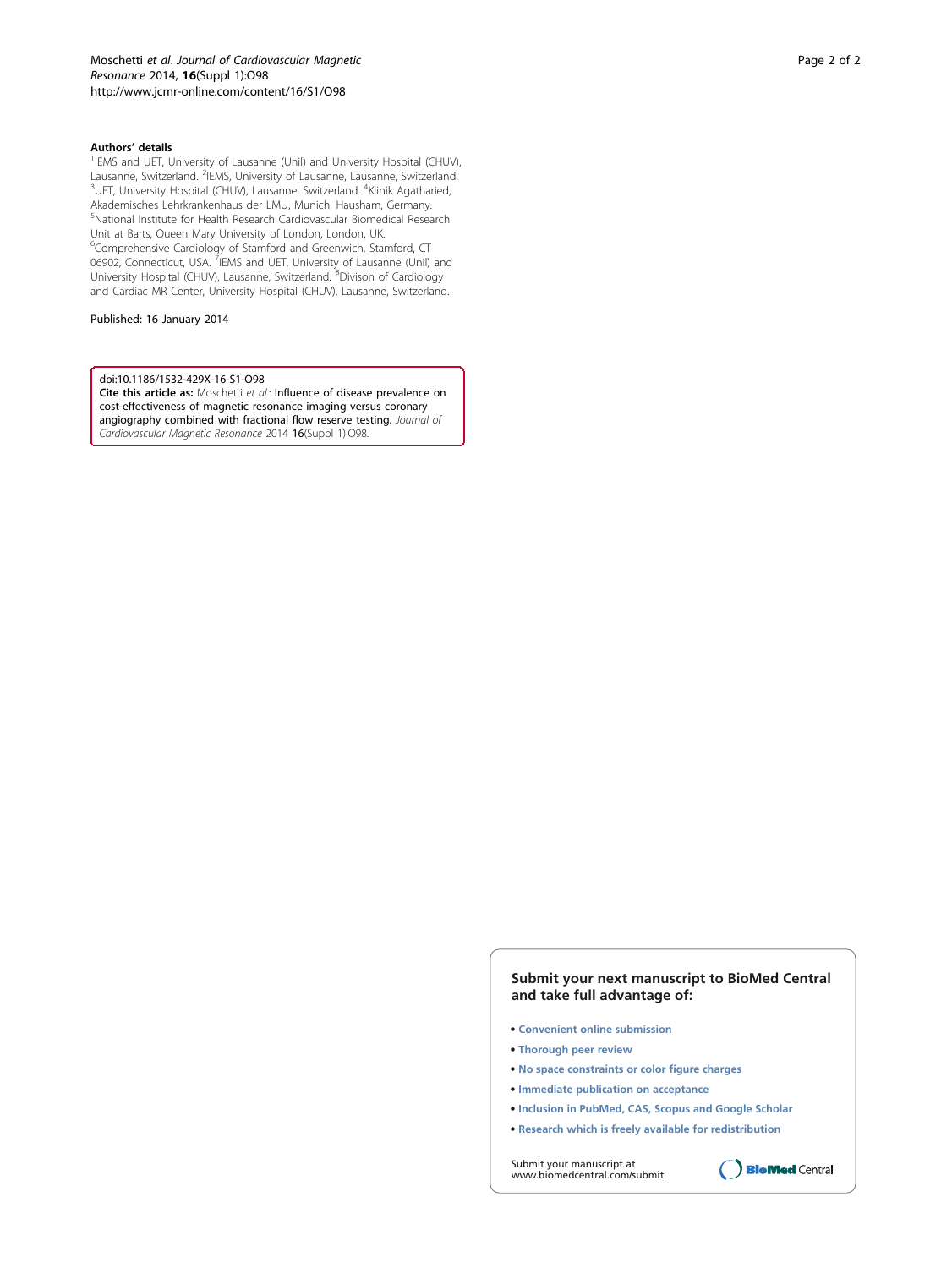#### Authors' details

[1]IEMS and UET, University of Lausanne (Unil) and University Hospital (CHUV), Lausanne, Switzerland. [2]IEMS, University of Lausanne, Lausanne, Switzerland. [3]UET, University Hospital (CHUV), Lausanne, Switzerland. [4]Klinik Agatharied, Akademisches Lehrkrankenhaus der LMU, Munich, Hausham, Germany. [5]National Institute for Health Research Cardiovascular Biomedical Research Unit at Barts, Queen Mary University of London, London, UK. [6]Comprehensive Cardiology of Stamford and Greenwich, Stamford, CT 06902, Connecticut, USA. [7]IEMS and UET, University of Lausanne (Unil) and University Hospital (CHUV), Lausanne, Switzerland. [8]Divison of Cardiology and Cardiac MR Center, University Hospital (CHUV), Lausanne, Switzerland.

Published: 16 January 2014

doi:10.1186/1532-429X-16-S1-O98

**Cite this article as:** Moschetti *et al.*: Influence of disease prevalence on cost-effectiveness of magnetic resonance imaging versus coronary angiography combined with fractional flow reserve testing. *Journal of Cardiovascular Magnetic Resonance* 2014 **16**(Suppl 1):O98.

**Submit your next manuscript to BioMed Central and take full advantage of:**

- Convenient online submission
- Thorough peer review
- No space constraints or color figure charges
- Immediate publication on acceptance
- Inclusion in PubMed, CAS, Scopus and Google Scholar
- Research which is freely available for redistribution

Submit your manuscript at
www.biomedcentral.com/submit

BioMed Central